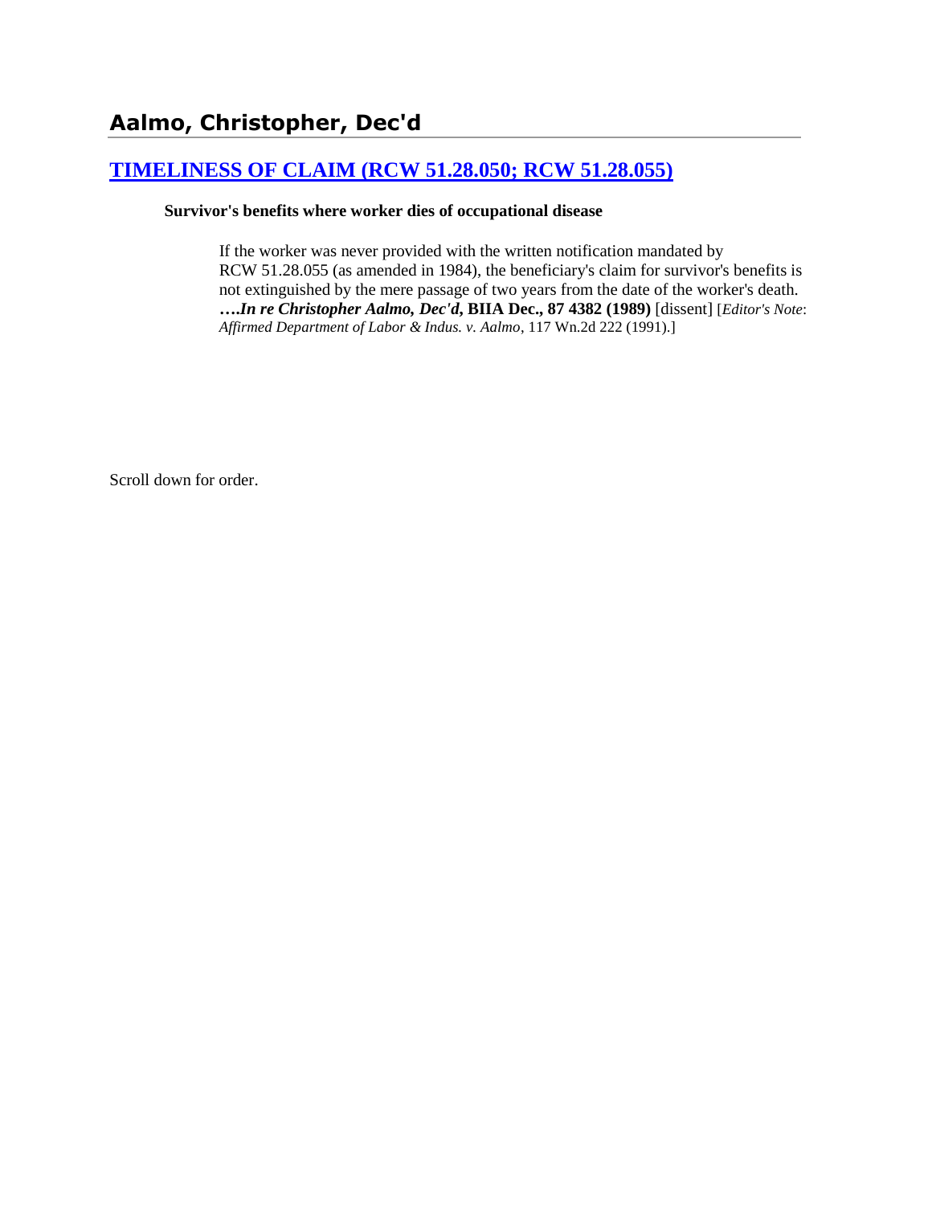# Aalmo, Christopher, Dec'd

## [TIMELINESS OF CLAIM (RCW 51.28.050; RCW 51.28.055)]

**Survivor's benefits where worker dies of occupational disease**

> If the worker was never provided with the written notification mandated by RCW 51.28.055 (as amended in 1984), the beneficiary's claim for survivor's benefits is not extinguished by the mere passage of two years from the date of the worker's death. ***….In re Christopher Aalmo, Dec'd*, BIIA Dec., 87 4382 (1989)** [dissent] [*Editor's Note*: *Affirmed Department of Labor & Indus. v. Aalmo*, 117 Wn.2d 222 (1991).]

Scroll down for order.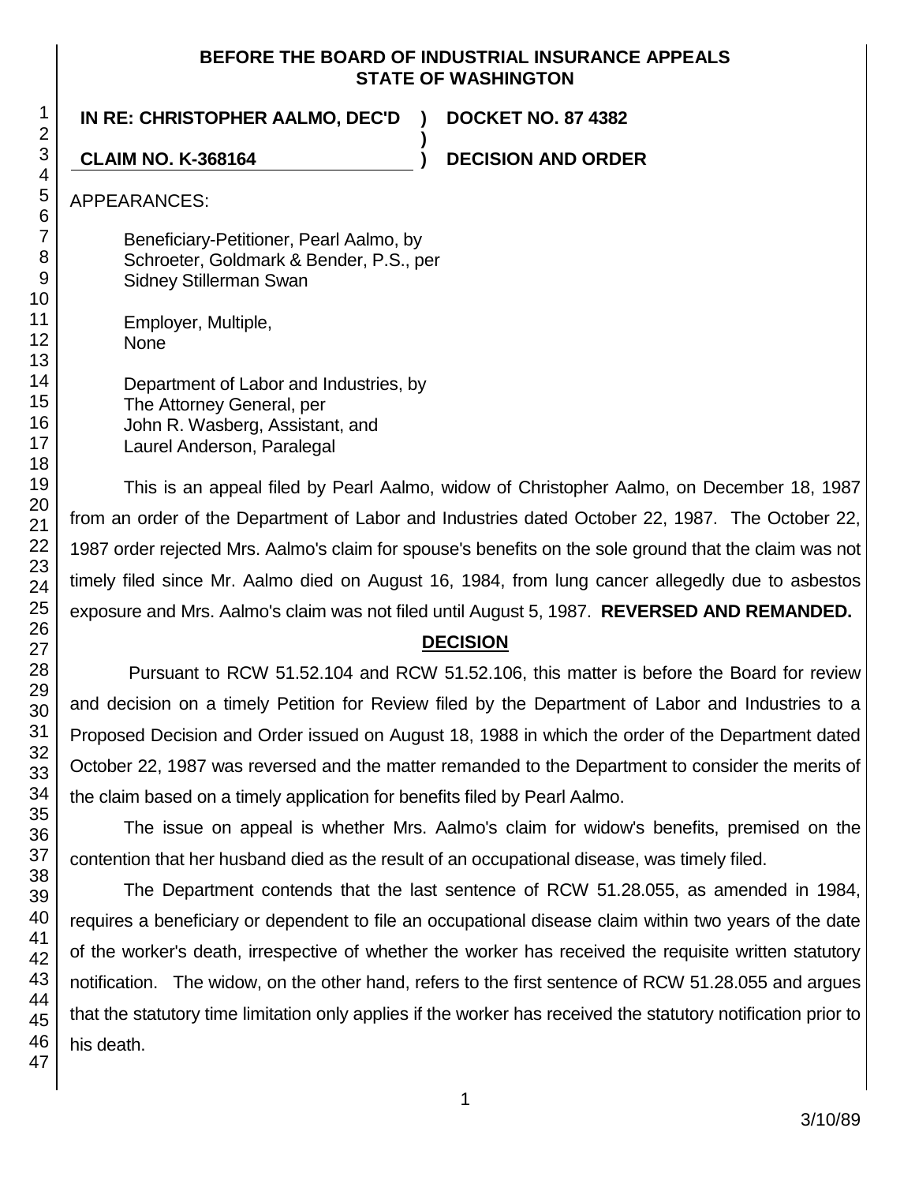**BEFORE THE BOARD OF INDUSTRIAL INSURANCE APPEALS**
**STATE OF WASHINGTON**

**IN RE: CHRISTOPHER AALMO, DEC'D ) DOCKET NO. 87 4382**
**)**
**CLAIM NO. K-368164 ) DECISION AND ORDER**

APPEARANCES:

Beneficiary-Petitioner, Pearl Aalmo, by
Schroeter, Goldmark & Bender, P.S., per
Sidney Stillerman Swan

Employer, Multiple,
None

Department of Labor and Industries, by
The Attorney General, per
John R. Wasberg, Assistant, and
Laurel Anderson, Paralegal

This is an appeal filed by Pearl Aalmo, widow of Christopher Aalmo, on December 18, 1987 from an order of the Department of Labor and Industries dated October 22, 1987. The October 22, 1987 order rejected Mrs. Aalmo's claim for spouse's benefits on the sole ground that the claim was not timely filed since Mr. Aalmo died on August 16, 1984, from lung cancer allegedly due to asbestos exposure and Mrs. Aalmo's claim was not filed until August 5, 1987. **REVERSED AND REMANDED.**

## DECISION

Pursuant to RCW 51.52.104 and RCW 51.52.106, this matter is before the Board for review and decision on a timely Petition for Review filed by the Department of Labor and Industries to a Proposed Decision and Order issued on August 18, 1988 in which the order of the Department dated October 22, 1987 was reversed and the matter remanded to the Department to consider the merits of the claim based on a timely application for benefits filed by Pearl Aalmo.

The issue on appeal is whether Mrs. Aalmo's claim for widow's benefits, premised on the contention that her husband died as the result of an occupational disease, was timely filed.

The Department contends that the last sentence of RCW 51.28.055, as amended in 1984, requires a beneficiary or dependent to file an occupational disease claim within two years of the date of the worker's death, irrespective of whether the worker has received the requisite written statutory notification. The widow, on the other hand, refers to the first sentence of RCW 51.28.055 and argues that the statutory time limitation only applies if the worker has received the statutory notification prior to his death.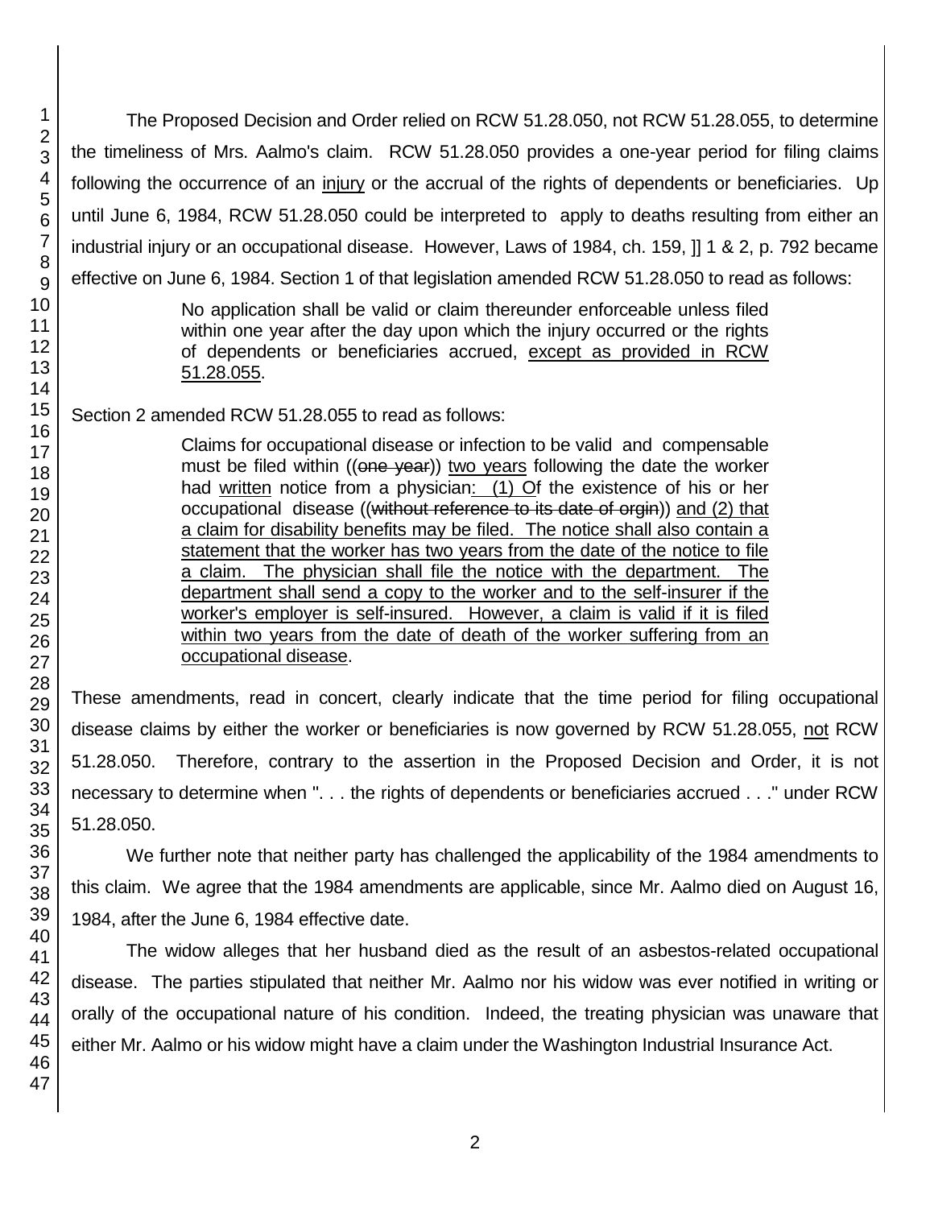The Proposed Decision and Order relied on RCW 51.28.050, not RCW 51.28.055, to determine the timeliness of Mrs. Aalmo's claim. RCW 51.28.050 provides a one-year period for filing claims following the occurrence of an <u>injury</u> or the accrual of the rights of dependents or beneficiaries. Up until June 6, 1984, RCW 51.28.050 could be interpreted to apply to deaths resulting from either an industrial injury or an occupational disease. However, Laws of 1984, ch. 159, ]] 1 & 2, p. 792 became effective on June 6, 1984. Section 1 of that legislation amended RCW 51.28.050 to read as follows:

> No application shall be valid or claim thereunder enforceable unless filed within one year after the day upon which the injury occurred or the rights of dependents or beneficiaries accrued, <u>except as provided in RCW 51.28.055</u>.

Section 2 amended RCW 51.28.055 to read as follows:

> Claims for occupational disease or infection to be valid and compensable must be filed within ((~~one year~~)) <u>two years</u> following the date the worker had <u>written</u> notice from a physician<u>: (1) O</u>f the existence of his or her occupational disease ((~~without reference to its date of orgin~~)) <u>and (2) that a claim for disability benefits may be filed. The notice shall also contain a statement that the worker has two years from the date of the notice to file a claim. The physician shall file the notice with the department. The department shall send a copy to the worker and to the self-insurer if the worker's employer is self-insured. However, a claim is valid if it is filed within two years from the date of death of the worker suffering from an occupational disease</u>.

These amendments, read in concert, clearly indicate that the time period for filing occupational disease claims by either the worker or beneficiaries is now governed by RCW 51.28.055, <u>not</u> RCW 51.28.050. Therefore, contrary to the assertion in the Proposed Decision and Order, it is not necessary to determine when ". . . the rights of dependents or beneficiaries accrued . . ." under RCW 51.28.050.

We further note that neither party has challenged the applicability of the 1984 amendments to this claim. We agree that the 1984 amendments are applicable, since Mr. Aalmo died on August 16, 1984, after the June 6, 1984 effective date.

The widow alleges that her husband died as the result of an asbestos-related occupational disease. The parties stipulated that neither Mr. Aalmo nor his widow was ever notified in writing or orally of the occupational nature of his condition. Indeed, the treating physician was unaware that either Mr. Aalmo or his widow might have a claim under the Washington Industrial Insurance Act.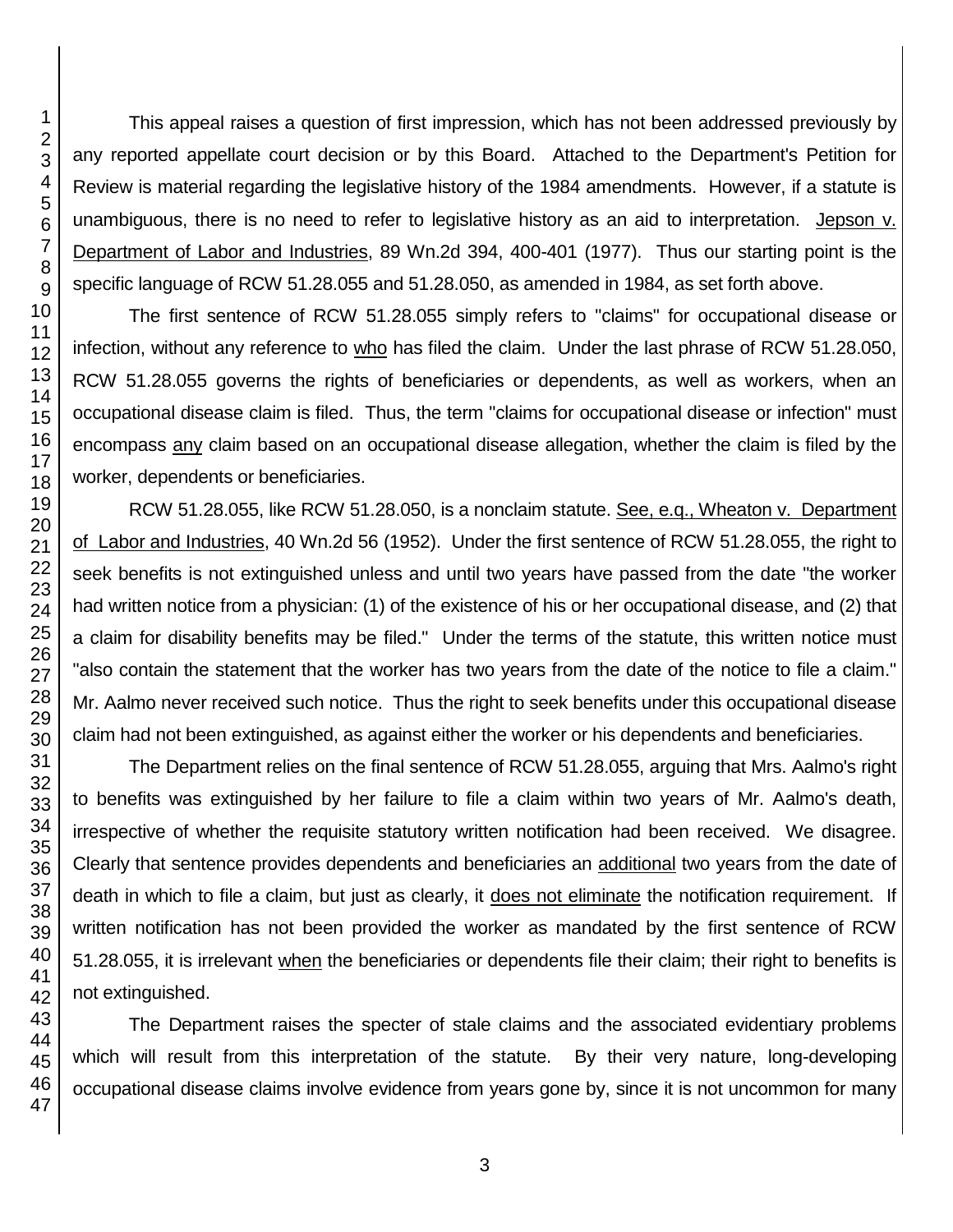This appeal raises a question of first impression, which has not been addressed previously by any reported appellate court decision or by this Board. Attached to the Department's Petition for Review is material regarding the legislative history of the 1984 amendments. However, if a statute is unambiguous, there is no need to refer to legislative history as an aid to interpretation. Jepson v. Department of Labor and Industries, 89 Wn.2d 394, 400-401 (1977). Thus our starting point is the specific language of RCW 51.28.055 and 51.28.050, as amended in 1984, as set forth above.

The first sentence of RCW 51.28.055 simply refers to "claims" for occupational disease or infection, without any reference to who has filed the claim. Under the last phrase of RCW 51.28.050, RCW 51.28.055 governs the rights of beneficiaries or dependents, as well as workers, when an occupational disease claim is filed. Thus, the term "claims for occupational disease or infection" must encompass any claim based on an occupational disease allegation, whether the claim is filed by the worker, dependents or beneficiaries.

RCW 51.28.055, like RCW 51.28.050, is a nonclaim statute. See, e.q., Wheaton v. Department of Labor and Industries, 40 Wn.2d 56 (1952). Under the first sentence of RCW 51.28.055, the right to seek benefits is not extinguished unless and until two years have passed from the date "the worker had written notice from a physician: (1) of the existence of his or her occupational disease, and (2) that a claim for disability benefits may be filed." Under the terms of the statute, this written notice must "also contain the statement that the worker has two years from the date of the notice to file a claim." Mr. Aalmo never received such notice. Thus the right to seek benefits under this occupational disease claim had not been extinguished, as against either the worker or his dependents and beneficiaries.

The Department relies on the final sentence of RCW 51.28.055, arguing that Mrs. Aalmo's right to benefits was extinguished by her failure to file a claim within two years of Mr. Aalmo's death, irrespective of whether the requisite statutory written notification had been received. We disagree. Clearly that sentence provides dependents and beneficiaries an additional two years from the date of death in which to file a claim, but just as clearly, it does not eliminate the notification requirement. If written notification has not been provided the worker as mandated by the first sentence of RCW 51.28.055, it is irrelevant when the beneficiaries or dependents file their claim; their right to benefits is not extinguished.

The Department raises the specter of stale claims and the associated evidentiary problems which will result from this interpretation of the statute. By their very nature, long-developing occupational disease claims involve evidence from years gone by, since it is not uncommon for many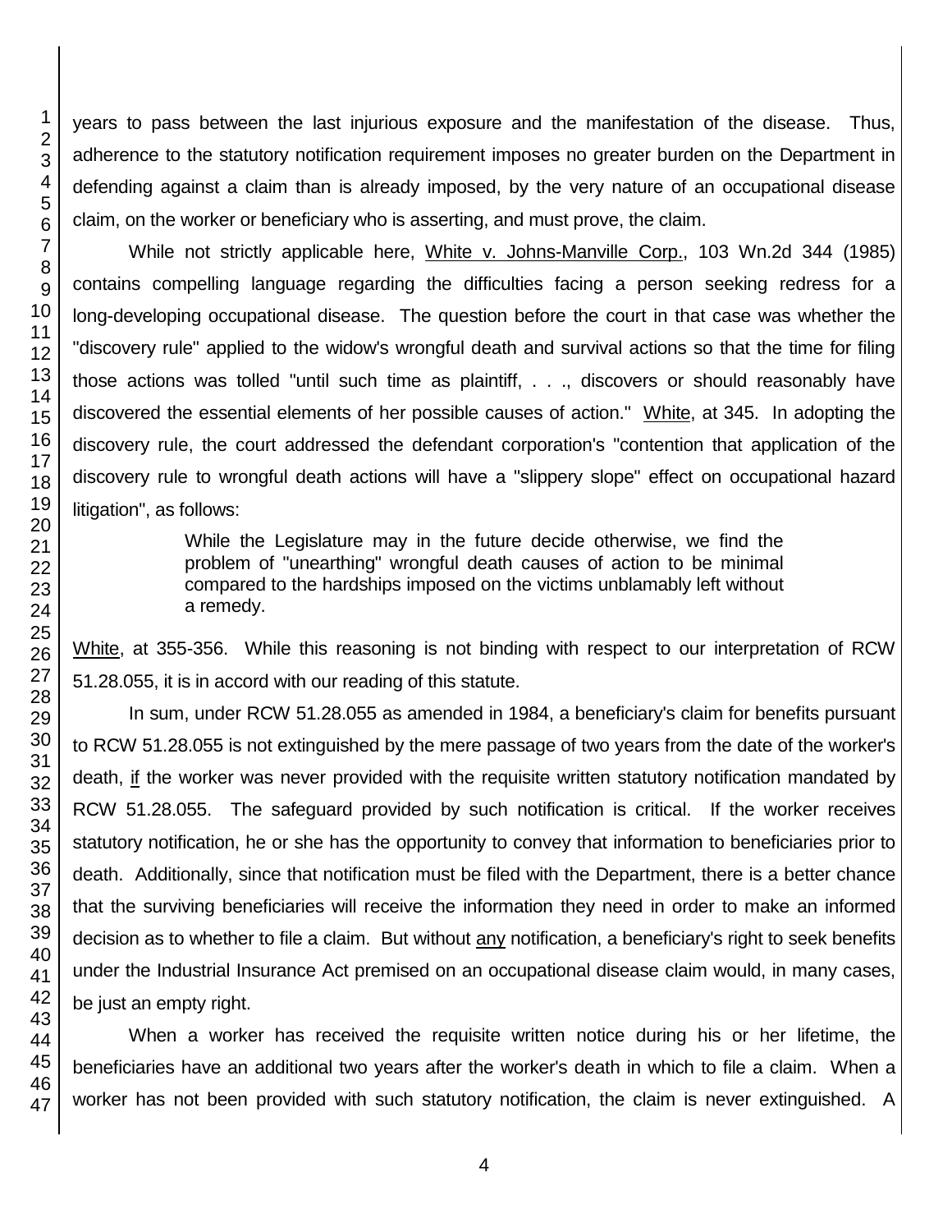years to pass between the last injurious exposure and the manifestation of the disease. Thus, adherence to the statutory notification requirement imposes no greater burden on the Department in defending against a claim than is already imposed, by the very nature of an occupational disease claim, on the worker or beneficiary who is asserting, and must prove, the claim.

While not strictly applicable here, White v. Johns-Manville Corp., 103 Wn.2d 344 (1985) contains compelling language regarding the difficulties facing a person seeking redress for a long-developing occupational disease. The question before the court in that case was whether the "discovery rule" applied to the widow's wrongful death and survival actions so that the time for filing those actions was tolled "until such time as plaintiff, . . ., discovers or should reasonably have discovered the essential elements of her possible causes of action." White, at 345. In adopting the discovery rule, the court addressed the defendant corporation's "contention that application of the discovery rule to wrongful death actions will have a "slippery slope" effect on occupational hazard litigation", as follows:

> While the Legislature may in the future decide otherwise, we find the problem of "unearthing" wrongful death causes of action to be minimal compared to the hardships imposed on the victims unblamably left without a remedy.

White, at 355-356. While this reasoning is not binding with respect to our interpretation of RCW 51.28.055, it is in accord with our reading of this statute.

In sum, under RCW 51.28.055 as amended in 1984, a beneficiary's claim for benefits pursuant to RCW 51.28.055 is not extinguished by the mere passage of two years from the date of the worker's death, if the worker was never provided with the requisite written statutory notification mandated by RCW 51.28.055. The safeguard provided by such notification is critical. If the worker receives statutory notification, he or she has the opportunity to convey that information to beneficiaries prior to death. Additionally, since that notification must be filed with the Department, there is a better chance that the surviving beneficiaries will receive the information they need in order to make an informed decision as to whether to file a claim. But without any notification, a beneficiary's right to seek benefits under the Industrial Insurance Act premised on an occupational disease claim would, in many cases, be just an empty right.

When a worker has received the requisite written notice during his or her lifetime, the beneficiaries have an additional two years after the worker's death in which to file a claim. When a worker has not been provided with such statutory notification, the claim is never extinguished. A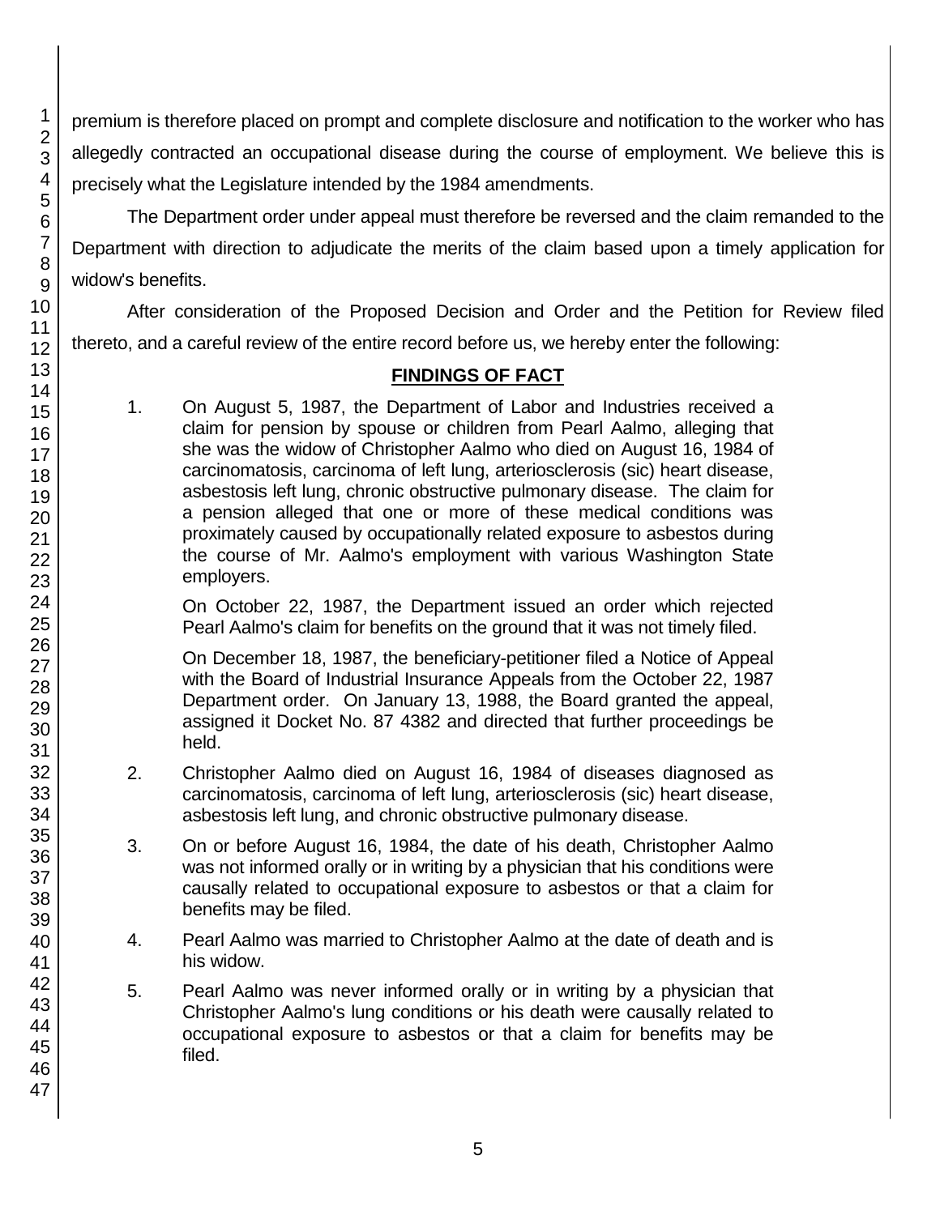premium is therefore placed on prompt and complete disclosure and notification to the worker who has allegedly contracted an occupational disease during the course of employment. We believe this is precisely what the Legislature intended by the 1984 amendments.

The Department order under appeal must therefore be reversed and the claim remanded to the Department with direction to adjudicate the merits of the claim based upon a timely application for widow's benefits.

After consideration of the Proposed Decision and Order and the Petition for Review filed thereto, and a careful review of the entire record before us, we hereby enter the following:

## FINDINGS OF FACT

1. On August 5, 1987, the Department of Labor and Industries received a claim for pension by spouse or children from Pearl Aalmo, alleging that she was the widow of Christopher Aalmo who died on August 16, 1984 of carcinomatosis, carcinoma of left lung, arteriosclerosis (sic) heart disease, asbestosis left lung, chronic obstructive pulmonary disease. The claim for a pension alleged that one or more of these medical conditions was proximately caused by occupationally related exposure to asbestos during the course of Mr. Aalmo's employment with various Washington State employers.

   On October 22, 1987, the Department issued an order which rejected Pearl Aalmo's claim for benefits on the ground that it was not timely filed.

   On December 18, 1987, the beneficiary-petitioner filed a Notice of Appeal with the Board of Industrial Insurance Appeals from the October 22, 1987 Department order. On January 13, 1988, the Board granted the appeal, assigned it Docket No. 87 4382 and directed that further proceedings be held.

2. Christopher Aalmo died on August 16, 1984 of diseases diagnosed as carcinomatosis, carcinoma of left lung, arteriosclerosis (sic) heart disease, asbestosis left lung, and chronic obstructive pulmonary disease.

3. On or before August 16, 1984, the date of his death, Christopher Aalmo was not informed orally or in writing by a physician that his conditions were causally related to occupational exposure to asbestos or that a claim for benefits may be filed.

4. Pearl Aalmo was married to Christopher Aalmo at the date of death and is his widow.

5. Pearl Aalmo was never informed orally or in writing by a physician that Christopher Aalmo's lung conditions or his death were causally related to occupational exposure to asbestos or that a claim for benefits may be filed.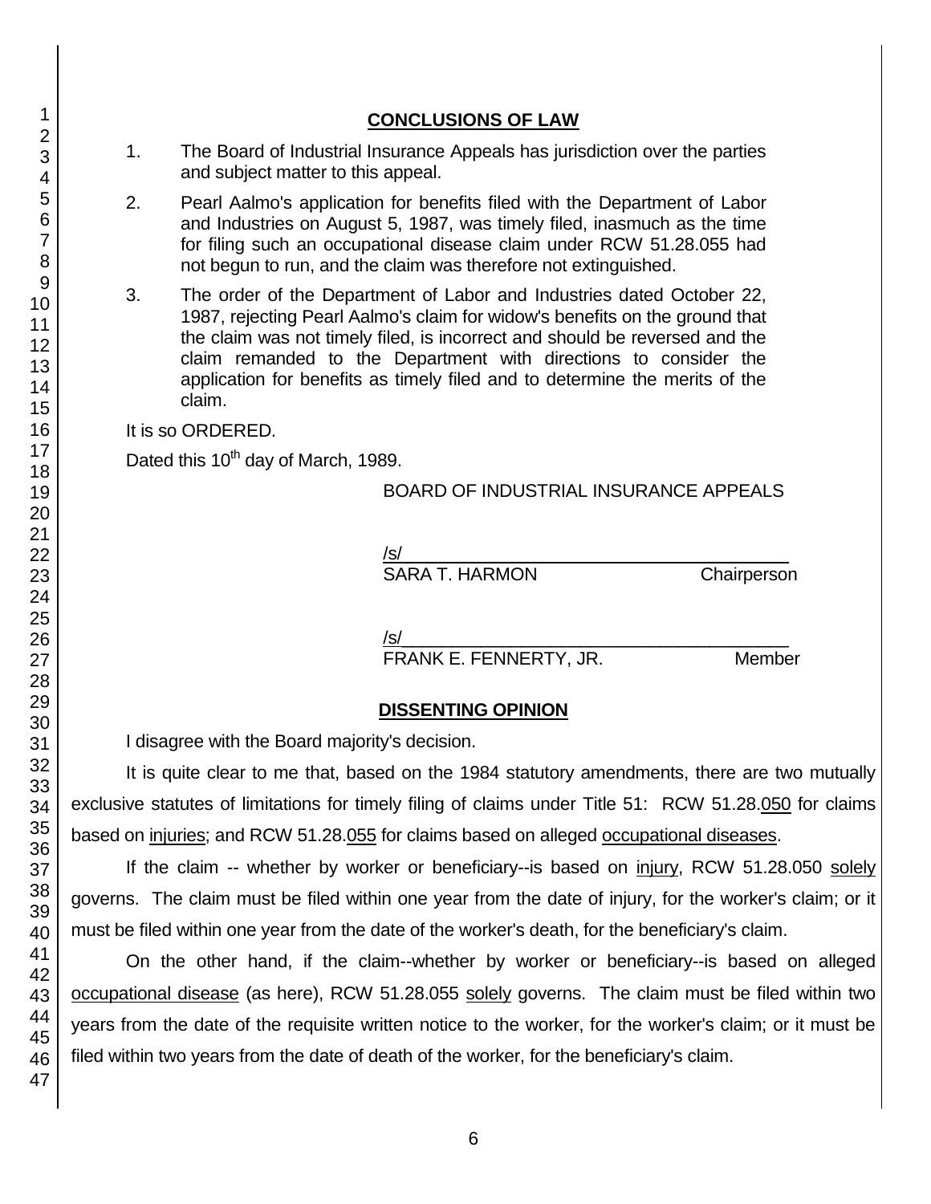## CONCLUSIONS OF LAW

1. The Board of Industrial Insurance Appeals has jurisdiction over the parties and subject matter to this appeal.
2. Pearl Aalmo's application for benefits filed with the Department of Labor and Industries on August 5, 1987, was timely filed, inasmuch as the time for filing such an occupational disease claim under RCW 51.28.055 had not begun to run, and the claim was therefore not extinguished.
3. The order of the Department of Labor and Industries dated October 22, 1987, rejecting Pearl Aalmo's claim for widow's benefits on the ground that the claim was not timely filed, is incorrect and should be reversed and the claim remanded to the Department with directions to consider the application for benefits as timely filed and to determine the merits of the claim.

It is so ORDERED.

Dated this 10th day of March, 1989.

BOARD OF INDUSTRIAL INSURANCE APPEALS

/s/
SARA T. HARMON Chairperson

/s/
FRANK E. FENNERTY, JR. Member

## DISSENTING OPINION

I disagree with the Board majority's decision.

It is quite clear to me that, based on the 1984 statutory amendments, there are two mutually exclusive statutes of limitations for timely filing of claims under Title 51: RCW 51.28.050 for claims based on injuries; and RCW 51.28.055 for claims based on alleged occupational diseases.

If the claim -- whether by worker or beneficiary--is based on injury, RCW 51.28.050 solely governs. The claim must be filed within one year from the date of injury, for the worker's claim; or it must be filed within one year from the date of the worker's death, for the beneficiary's claim.

On the other hand, if the claim--whether by worker or beneficiary--is based on alleged occupational disease (as here), RCW 51.28.055 solely governs. The claim must be filed within two years from the date of the requisite written notice to the worker, for the worker's claim; or it must be filed within two years from the date of death of the worker, for the beneficiary's claim.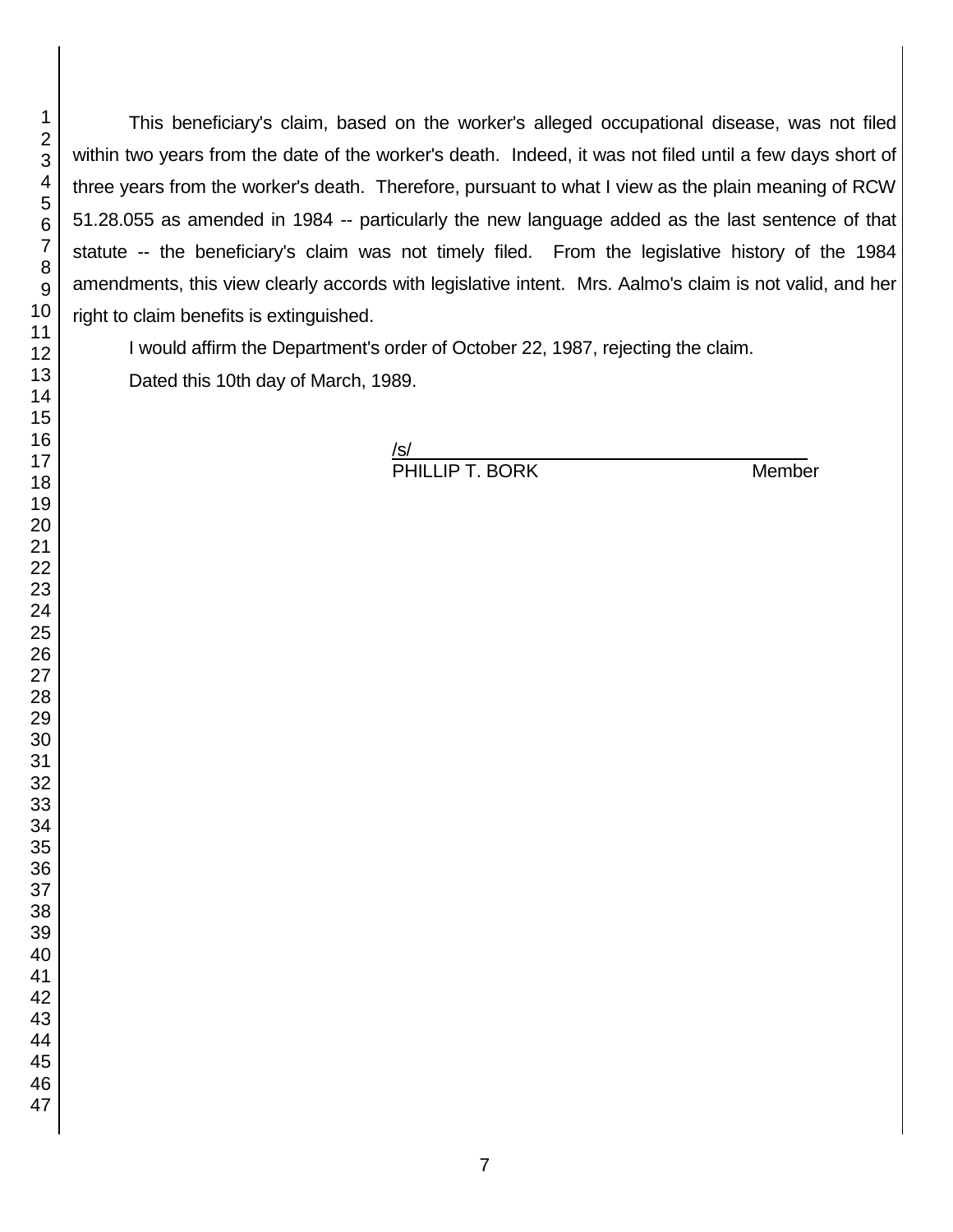This beneficiary's claim, based on the worker's alleged occupational disease, was not filed within two years from the date of the worker's death. Indeed, it was not filed until a few days short of three years from the worker's death. Therefore, pursuant to what I view as the plain meaning of RCW 51.28.055 as amended in 1984 -- particularly the new language added as the last sentence of that statute -- the beneficiary's claim was not timely filed. From the legislative history of the 1984 amendments, this view clearly accords with legislative intent. Mrs. Aalmo's claim is not valid, and her right to claim benefits is extinguished.

I would affirm the Department's order of October 22, 1987, rejecting the claim.

Dated this 10th day of March, 1989.

/s/
PHILLIP T. BORK Member